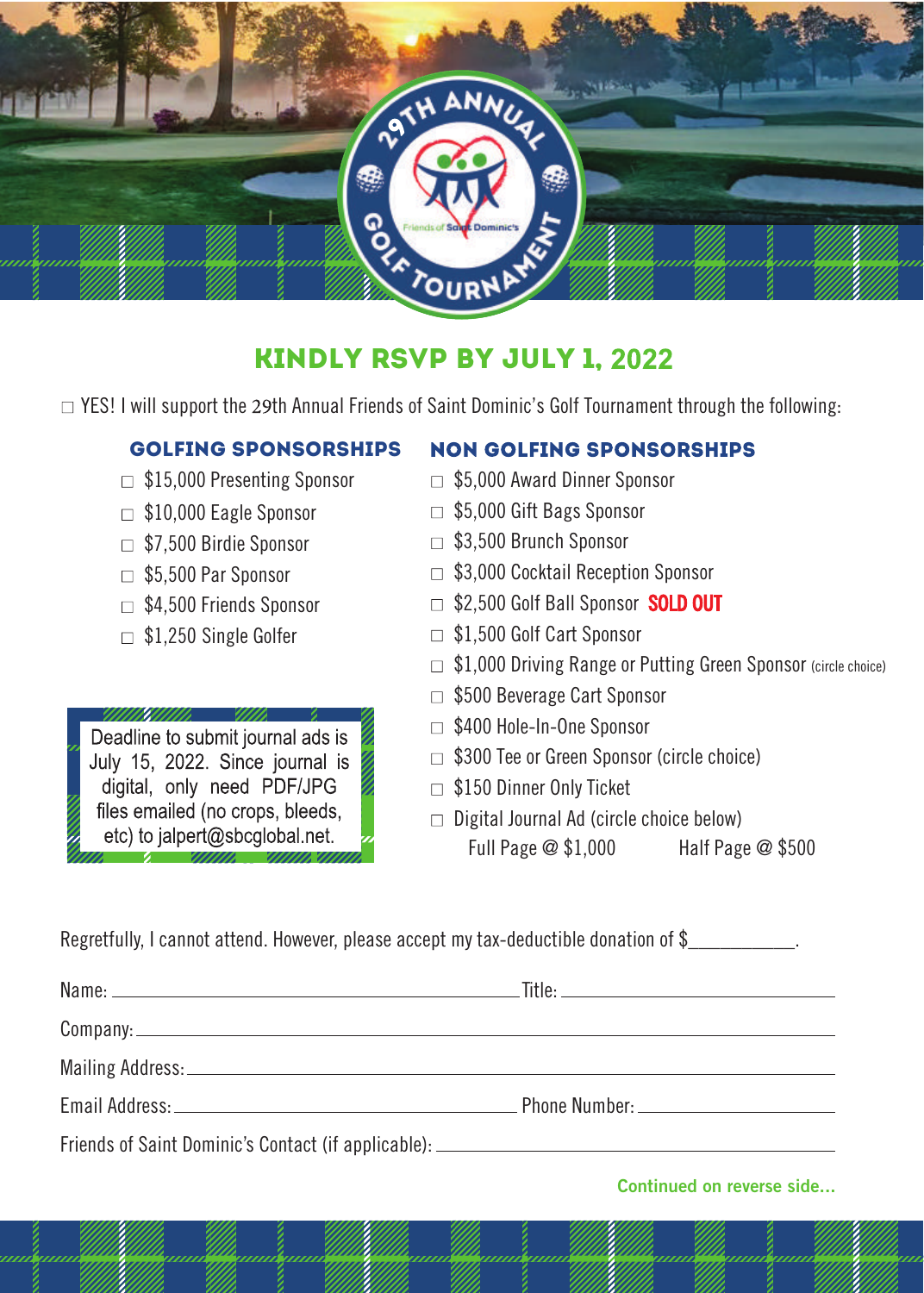29TH ANNUAL GOLF TOURNAMENT

Friends of Saint Dominic's

## KINDLY RSVP BY JULY 1, 2022

☐ YES! I will support the 29th Annual Friends of Saint Dominic's Golf Tournament through the following:

### GOLFING SPONSORSHIPS

- ☐ $15,000 Presenting Sponsor
- ☐ $10,000 Eagle Sponsor
- ☐ $7,500 Birdie Sponsor
- ☐ $5,500 Par Sponsor
- ☐ $4,500 Friends Sponsor
- ☐ $1,250 Single Golfer

Deadline to submit journal ads is July 15, 2022. Since journal is digital, only need PDF/JPG files emailed (no crops, bleeds, etc) to jalpert@sbcglobal.net.

### NON GOLFING SPONSORSHIPS

- ☐ $5,000 Award Dinner Sponsor
- ☐ $5,000 Gift Bags Sponsor
- ☐ $3,500 Brunch Sponsor
- ☐ $3,000 Cocktail Reception Sponsor
- ☐ $2,500 Golf Ball Sponsor **SOLD OUT**
- ☐ $1,500 Golf Cart Sponsor
- ☐ $1,000 Driving Range or Putting Green Sponsor (circle choice)
- ☐ $500 Beverage Cart Sponsor
- ☐ $400 Hole-In-One Sponsor
- ☐ $300 Tee or Green Sponsor (circle choice)
- ☐ $150 Dinner Only Ticket
- ☐ Digital Journal Ad (circle choice below)

  Full Page @ $1,000 Half Page @ $500

Regretfully, I cannot attend. However, please accept my tax-deductible donation of $__________.

Name: ______________________________ Title: ______________________

Company: ______________________________________________________

Mailing Address: _______________________________________________

Email Address: __________________________ Phone Number: ____________

Friends of Saint Dominic's Contact (if applicable): ___________________

Continued on reverse side...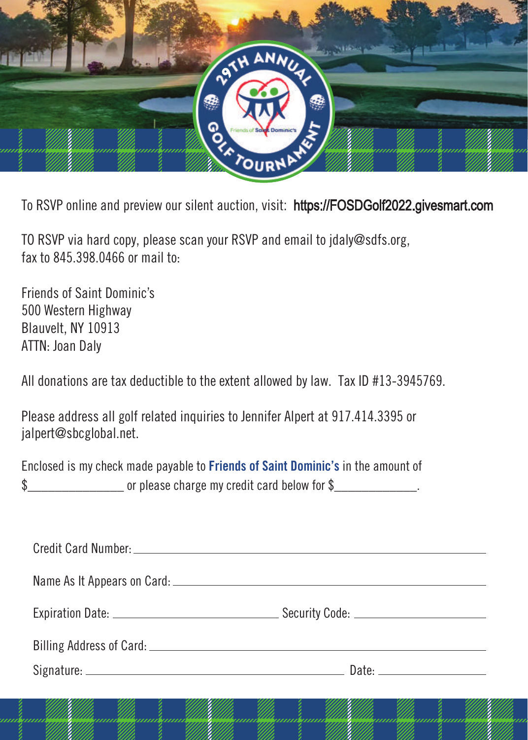29TH ANNUAL GOLF TOURNAMENT

Friends of Saint Dominic's

To RSVP online and preview our silent auction, visit: https://FOSDGolf2022.givesmart.com

TO RSVP via hard copy, please scan your RSVP and email to jdaly@sdfs.org, fax to 845.398.0466 or mail to:

Friends of Saint Dominic's
500 Western Highway
Blauvelt, NY 10913
ATTN: Joan Daly

All donations are tax deductible to the extent allowed by law. Tax ID #13-3945769.

Please address all golf related inquiries to Jennifer Alpert at 917.414.3395 or jalpert@sbcglobal.net.

Enclosed is my check made payable to **Friends of Saint Dominic's** in the amount of $_______________ or please charge my credit card below for $_____________.

Credit Card Number: ____________________________________________

Name As It Appears on Card: ______________________________________

Expiration Date: _________________________ Security Code: __________________

Billing Address of Card: __________________________________________

Signature: ______________________________________ Date: _______________